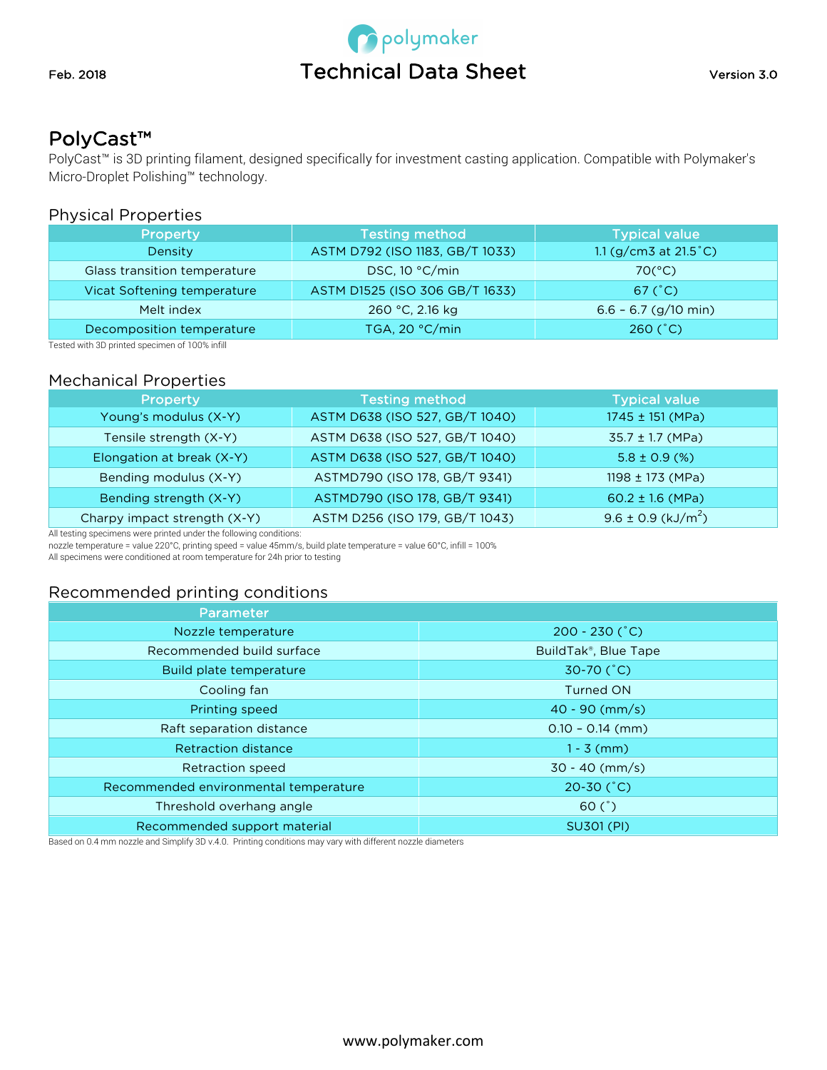Feb. 2018

# Technical Data Sheet

Version 3.0

## PolyCast™

PolyCast™ is 3D printing filament, designed specifically for investment casting application. Compatible with Polymaker's Micro-Droplet Polishing™ technology.

### Physical Properties

| Property | Testing method | Typical value |
|---|---|---|
| Density | ASTM D792 (ISO 1183, GB/T 1033) | 1.1 (g/cm3 at 21.5˚C) |
| Glass transition temperature | DSC, 10 °C/min | 70(°C) |
| Vicat Softening temperature | ASTM D1525 (ISO 306 GB/T 1633) | 67 (˚C) |
| Melt index | 260 °C, 2.16 kg | 6.6 – 6.7 (g/10 min) |
| Decomposition temperature | TGA, 20 °C/min | 260 (˚C) |

Tested with 3D printed specimen of 100% infill

### Mechanical Properties

| Property | Testing method | Typical value |
|---|---|---|
| Young's modulus (X-Y) | ASTM D638 (ISO 527, GB/T 1040) | 1745 ± 151 (MPa) |
| Tensile strength (X-Y) | ASTM D638 (ISO 527, GB/T 1040) | 35.7 ± 1.7 (MPa) |
| Elongation at break (X-Y) | ASTM D638 (ISO 527, GB/T 1040) | 5.8 ± 0.9 (%) |
| Bending modulus (X-Y) | ASTMD790 (ISO 178, GB/T 9341) | 1198 ± 173 (MPa) |
| Bending strength (X-Y) | ASTMD790 (ISO 178, GB/T 9341) | 60.2 ± 1.6 (MPa) |
| Charpy impact strength (X-Y) | ASTM D256 (ISO 179, GB/T 1043) | 9.6 ± 0.9 (kJ/m$^2$) |

All testing specimens were printed under the following conditions:
nozzle temperature = value 220°C, printing speed = value 45mm/s, build plate temperature = value 60°C, infill = 100%
All specimens were conditioned at room temperature for 24h prior to testing

### Recommended printing conditions

| Parameter | |
|---|---|
| Nozzle temperature | 200 - 230 (˚C) |
| Recommended build surface | BuildTak®, Blue Tape |
| Build plate temperature | 30-70 (˚C) |
| Cooling fan | Turned ON |
| Printing speed | 40 - 90 (mm/s) |
| Raft separation distance | 0.10 – 0.14 (mm) |
| Retraction distance | 1 - 3 (mm) |
| Retraction speed | 30 - 40 (mm/s) |
| Recommended environmental temperature | 20-30 (˚C) |
| Threshold overhang angle | 60 (˚) |
| Recommended support material | SU301 (PI) |

Based on 0.4 mm nozzle and Simplify 3D v.4.0. Printing conditions may vary with different nozzle diameters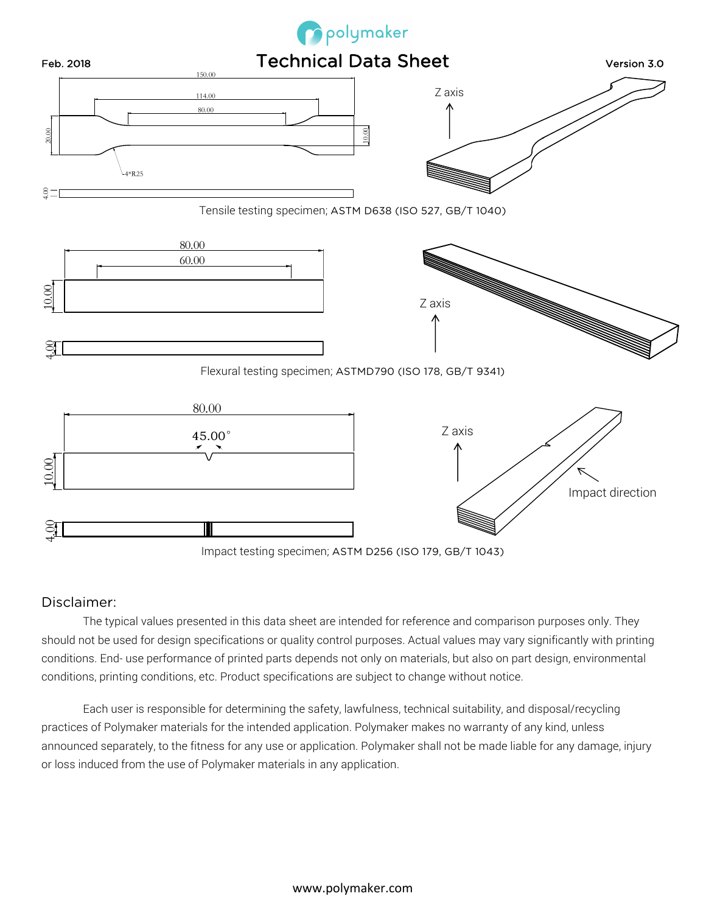Technical Data Sheet

150.00
114.00
80.00
20.00
10.00
4*R25
4.00
Z axis

Tensile testing specimen; ASTM D638 (ISO 527, GB/T 1040)

80.00
60.00
10.00
4.00
Z axis

Flexural testing specimen; ASTMD790 (ISO 178, GB/T 9341)

80.00
45.00°
10.00
4.00
Z axis
Impact direction

Impact testing specimen; ASTM D256 (ISO 179, GB/T 1043)

## Disclaimer:

The typical values presented in this data sheet are intended for reference and comparison purposes only. They should not be used for design specifications or quality control purposes. Actual values may vary significantly with printing conditions. End- use performance of printed parts depends not only on materials, but also on part design, environmental conditions, printing conditions, etc. Product specifications are subject to change without notice.

Each user is responsible for determining the safety, lawfulness, technical suitability, and disposal/recycling practices of Polymaker materials for the intended application. Polymaker makes no warranty of any kind, unless announced separately, to the fitness for any use or application. Polymaker shall not be made liable for any damage, injury or loss induced from the use of Polymaker materials in any application.